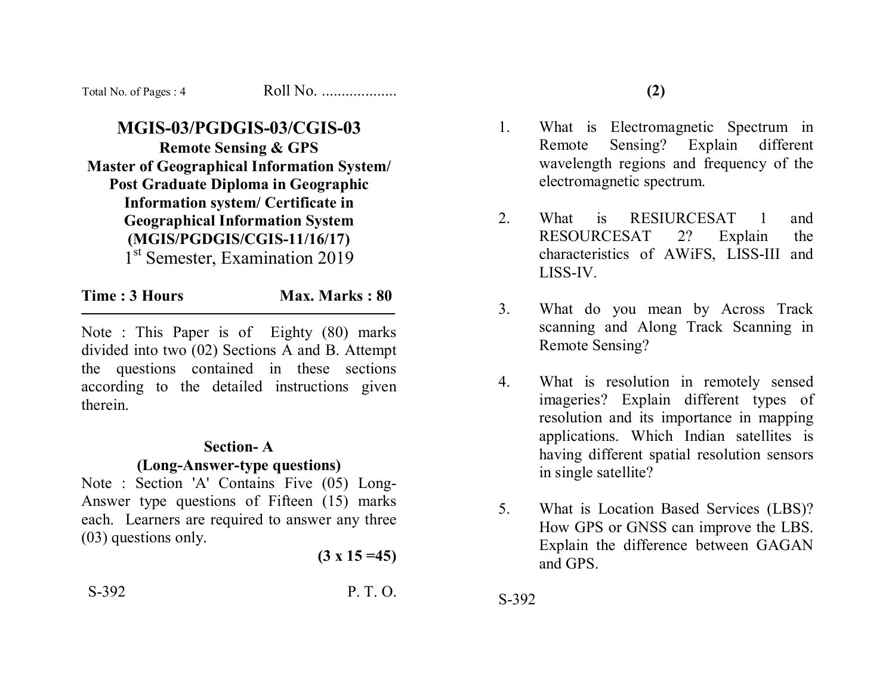Total No. of Pages : 4 Roll No. ..................

# MGIS-03/PGDGIS-03/CGIS-03

**Remote Sensing & GPS**

**Master of Geographical Information System/ Post Graduate Diploma in Geographic Information system/ Certificate in Geographical Information System (MGIS/PGDGIS/CGIS-11/16/17)**

1st Semester, Examination 2019

**Time : 3 Hours** **Max. Marks : 80**

---

Note : This Paper is of Eighty (80) marks divided into two (02) Sections A and B. Attempt the questions contained in these sections according to the detailed instructions given therein.

## Section- A

### (Long-Answer-type questions)

Note : Section 'A' Contains Five (05) Long-Answer type questions of Fifteen (15) marks each. Learners are required to answer any three (03) questions only.

**(3 x 15 =45)**

S-392 P. T. O.

1. What is Electromagnetic Spectrum in Remote Sensing? Explain different wavelength regions and frequency of the electromagnetic spectrum.

2. What is RESIURCESAT 1 and RESOURCESAT 2? Explain the characteristics of AWiFS, LISS-III and LISS-IV.

3. What do you mean by Across Track scanning and Along Track Scanning in Remote Sensing?

4. What is resolution in remotely sensed imageries? Explain different types of resolution and its importance in mapping applications. Which Indian satellites is having different spatial resolution sensors in single satellite?

5. What is Location Based Services (LBS)? How GPS or GNSS can improve the LBS. Explain the difference between GAGAN and GPS.

S-392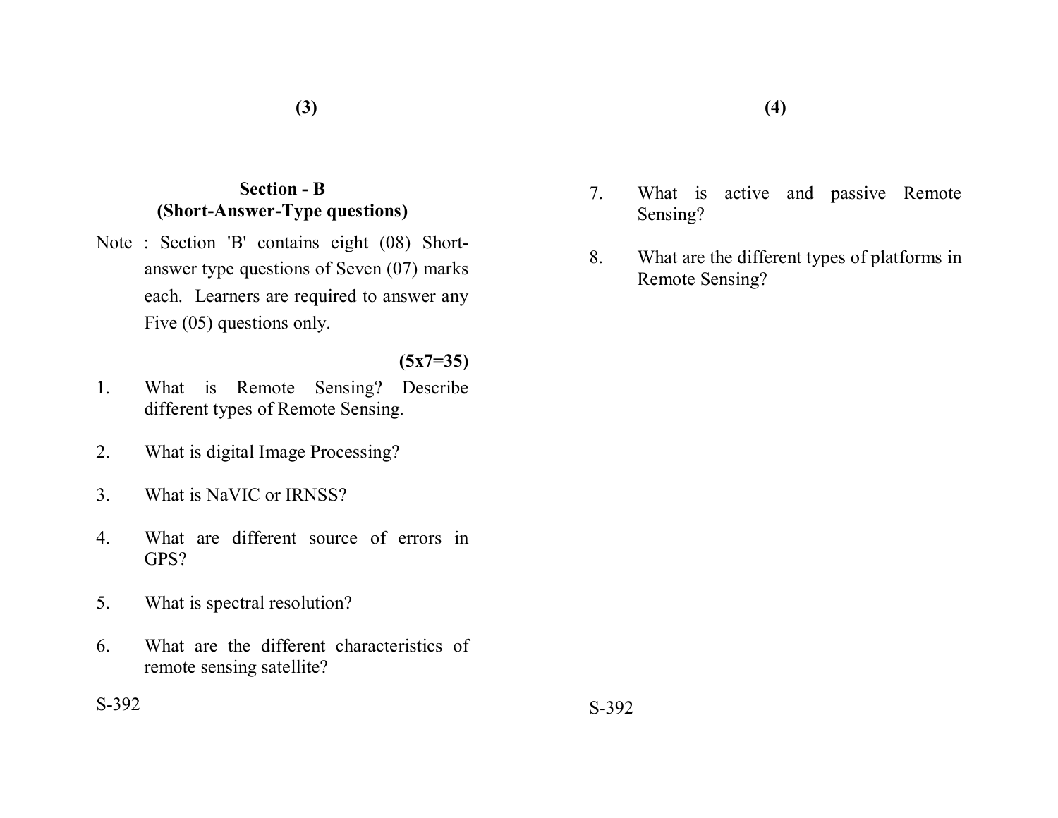## Section - B
## (Short-Answer-Type questions)

Note : Section 'B' contains eight (08) Short-answer type questions of Seven (07) marks each. Learners are required to answer any Five (05) questions only.

**(5x7=35)**

1. What is Remote Sensing? Describe different types of Remote Sensing.

2. What is digital Image Processing?

3. What is NaVIC or IRNSS?

4. What are different source of errors in GPS?

5. What is spectral resolution?

6. What are the different characteristics of remote sensing satellite?

7. What is active and passive Remote Sensing?

8. What are the different types of platforms in Remote Sensing?